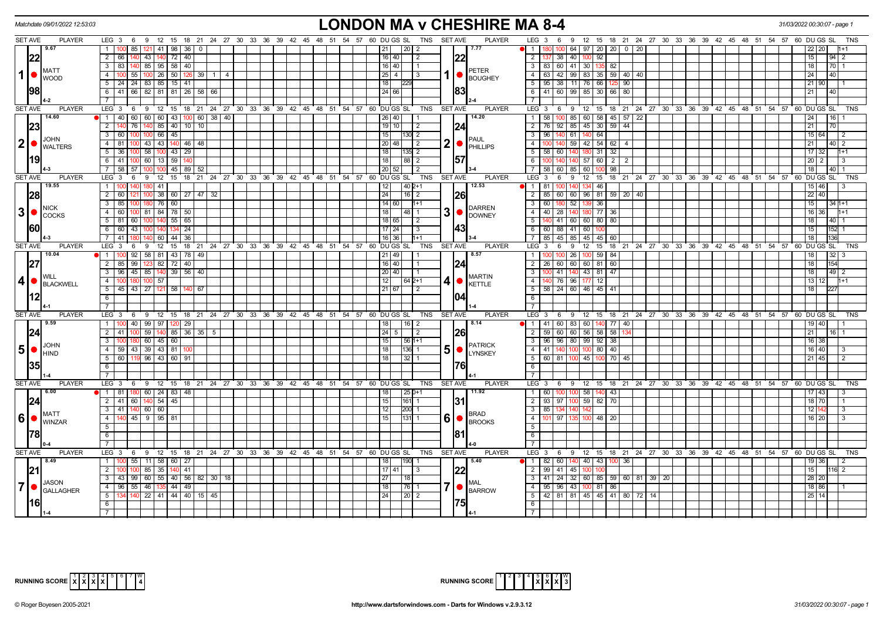# LONDON MA v CHESHIRE MA 8-4

Matchdate 09/01/2022 12:53:03

## Set 1

| SET AVE | PLAYER | LEG | Scores | DU | GS | SL | TNS |
|---|---|---|---|---|---|---|---|
| 9.67 / 22.98 | MATT WOOD (4-2) | 1 | 100 85 121 41 98 36 0 | 21 | | 20 | 2 |
| | | 2 | 66 140 43 140 72 40 | 16 | 40 | | 2 |
| | | 3 | 83 140 85 95 58 40 | 16 | 40 | | 1 |
| | | 4 | 100 55 100 26 50 126 39 1 4 | 25 | 4 | | 3 |
| | | 5 | 24 24 83 85 15 41 | 18 | | 229 | |
| | | 6 | 41 66 82 81 81 26 58 66 | 24 | 66 | | |

| SET AVE | PLAYER | LEG | Scores | DU | GS | SL | TNS |
|---|---|---|---|---|---|---|---|
| 7.77 / 22.83 | PETER BOUGHEY (2-4) | 1 | 180 100 64 97 20 20 0 20 | 22 | 20 | | 1+1 |
| | | 2 | 137 38 40 100 92 | 15 | | 94 | 2 |
| | | 3 | 83 60 41 30 135 82 | 18 | | 70 | 1 |
| | | 4 | 63 42 99 83 35 59 40 40 | 24 | | 40 | |
| | | 5 | 95 38 11 76 66 125 90 | 21 | 90 | | 1 |
| | | 6 | 41 60 99 85 30 66 80 | 21 | | 40 | |

## Set 2

| SET AVE | PLAYER | LEG | Scores | DU | GS | SL | TNS |
|---|---|---|---|---|---|---|---|
| 14.60 / 23.19 | JOHN WALTERS (4-3) | 1 | 40 60 60 60 43 100 60 38 40 | 26 | 40 | | 1 |
| | | 2 | 140 76 140 85 40 10 10 | 19 | 10 | | 2 |
| | | 3 | 60 100 100 66 45 | 15 | | 130 | 2 |
| | | 4 | 81 100 43 43 140 46 48 | 20 | 48 | | 2 |
| | | 5 | 36 100 58 100 43 29 | 18 | | 135 | 2 |
| | | 6 | 41 100 60 13 59 140 | 18 | | 88 | 2 |
| | | 7 | 58 57 100 100 45 89 52 | 20 | 52 | | 2 |

| SET AVE | PLAYER | LEG | Scores | DU | GS | SL | TNS |
|---|---|---|---|---|---|---|---|
| 14.20 / 24.57 | PAUL PHILLIPS (3-4) | 1 | 58 100 85 60 58 45 57 22 | 24 | | 16 | 1 |
| | | 2 | 76 92 85 45 30 59 44 | 21 | | 70 | |
| | | 3 | 96 140 61 140 64 | 15 | 64 | | 2 |
| | | 4 | 100 140 59 42 54 62 4 | 21 | | 40 | 2 |
| | | 5 | 58 60 140 180 31 32 | 17 | 32 | | 1+1 |
| | | 6 | 100 140 140 57 60 2 2 | 20 | 2 | | 3 |
| | | 7 | 58 60 85 60 100 98 | 18 | | 40 | 1 |

## Set 3

| SET AVE | PLAYER | LEG | Scores | DU | GS | SL | TNS |
|---|---|---|---|---|---|---|---|
| 19.55 / 28.60 | NICK COCKS (4-3) | 1 | 100 140 180 41 | 12 | | 40 | 2+1 |
| | | 2 | 60 121 100 38 60 27 47 32 | 24 | | 16 | 2 |
| | | 3 | 85 100 180 76 60 | 14 | 60 | | 1+1 |
| | | 4 | 60 100 81 84 78 50 | 18 | | 48 | 1 |
| | | 5 | 81 60 100 140 55 65 | 18 | 65 | | 2 |
| | | 6 | 60 43 100 140 134 24 | 17 | 24 | | 3 |
| | | 7 | 41 180 140 60 44 36 | 16 | 36 | | 1+1 |

| SET AVE | PLAYER | LEG | Scores | DU | GS | SL | TNS |
|---|---|---|---|---|---|---|---|
| 12.53 / 26.43 | DARREN DOWNEY (3-4) | 1 | 81 100 140 134 46 | 15 | 46 | | 3 |
| | | 2 | 85 60 60 96 81 59 20 40 | 22 | 40 | | |
| | | 3 | 60 180 52 139 36 | 15 | | 34 | 1+1 |
| | | 4 | 40 28 140 180 77 36 | 16 | 36 | | 1+1 |
| | | 5 | 140 41 60 60 80 80 | 18 | | 40 | 1 |
| | | 6 | 60 88 41 60 100 | 15 | | 152 | 1 |
| | | 7 | 85 45 85 45 45 60 | 18 | | 136 | |

## Set 4

| SET AVE | PLAYER | LEG | Scores | DU | GS | SL | TNS |
|---|---|---|---|---|---|---|---|
| 10.04 / 27.12 | WILL BLACKWELL (4-1) | 1 | 100 92 58 81 43 78 49 | 21 | 49 | | 1 |
| | | 2 | 85 99 123 82 72 40 | 16 | 40 | | 1 |
| | | 3 | 96 45 85 140 39 56 40 | 20 | 40 | | 1 |
| | | 4 | 100 180 100 57 | 12 | | 64 | 2+1 |
| | | 5 | 45 43 27 121 58 140 67 | 21 | 67 | | 2 |

| SET AVE | PLAYER | LEG | Scores | DU | GS | SL | TNS |
|---|---|---|---|---|---|---|---|
| 8.57 / 24.04 | MARTIN KETTLE (1-4) | 1 | 100 100 26 100 59 84 | 18 | | 32 | 3 |
| | | 2 | 26 60 60 60 81 60 | 18 | | 154 | |
| | | 3 | 100 41 140 43 81 47 | 18 | | 49 | 2 |
| | | 4 | 140 76 96 177 12 | 13 | 12 | | 1+1 |
| | | 5 | 58 24 60 46 45 41 | 18 | | 227 | |

## Set 5

| SET AVE | PLAYER | LEG | Scores | DU | GS | SL | TNS |
|---|---|---|---|---|---|---|---|
| 9.59 / 24.35 | JOHN HIND (1-4) | 1 | 100 40 99 97 120 29 | 18 | | 16 | 2 |
| | | 2 | 41 100 59 140 85 36 35 5 | 24 | 5 | | 2 |
| | | 3 | 100 180 60 45 60 | 15 | | 56 | 1+1 |
| | | 4 | 59 43 39 43 81 100 | 18 | | 136 | 1 |
| | | 5 | 60 119 96 43 60 91 | 18 | | 32 | 1 |

| SET AVE | PLAYER | LEG | Scores | DU | GS | SL | TNS |
|---|---|---|---|---|---|---|---|
| 8.14 / 26.76 | PATRICK LYNSKEY (4-1) | 1 | 41 60 83 60 140 77 40 | 19 | 40 | | 1 |
| | | 2 | 59 60 60 56 58 58 134 | 21 | | 16 | 1 |
| | | 3 | 96 96 80 99 92 38 | 16 | 38 | | |
| | | 4 | 41 140 100 100 80 40 | 16 | 40 | | 3 |
| | | 5 | 60 81 100 45 100 70 45 | 21 | 45 | | 2 |

## Set 6

| SET AVE | PLAYER | LEG | Scores | DU | GS | SL | TNS |
|---|---|---|---|---|---|---|---|
| 6.00 / 24.78 | MATT WINZAR (0-4) | 1 | 81 180 60 24 83 48 | 18 | | 25 | 0+1 |
| | | 2 | 41 60 140 54 45 | 15 | | 161 | 1 |
| | | 3 | 41 140 60 60 | 12 | | 200 | 1 |
| | | 4 | 140 45 9 95 81 | 15 | | 131 | 1 |

| SET AVE | PLAYER | LEG | Scores | DU | GS | SL | TNS |
|---|---|---|---|---|---|---|---|
| 11.92 / 31.81 | BRAD BROOKS (4-0) | 1 | 60 100 100 58 140 43 | 17 | 43 | | 3 |
| | | 2 | 93 97 100 59 82 70 | 18 | 70 | | 1 |
| | | 3 | 85 134 140 142 | 12 | 142 | | 3 |
| | | 4 | 101 97 135 100 48 20 | 16 | 20 | | 3 |

## Set 7

| SET AVE | PLAYER | LEG | Scores | DU | GS | SL | TNS |
|---|---|---|---|---|---|---|---|
| 8.49 / 21.16 | JASON GALLAGHER (1-4) | 1 | 100 55 11 58 60 27 | 18 | | 190 | 1 |
| | | 2 | 100 100 85 35 140 41 | 17 | 41 | | 3 |
| | | 3 | 43 99 60 55 40 56 82 30 18 | 27 | | 18 | |
| | | 4 | 96 55 46 135 44 49 | 18 | | 76 | 1 |
| | | 5 | 134 140 22 41 44 40 15 45 | 24 | | 20 | 2 |

| SET AVE | PLAYER | LEG | Scores | DU | GS | SL | TNS |
|---|---|---|---|---|---|---|---|
| 5.40 / 22.75 | MAL BARROW (4-1) | 1 | 82 60 140 40 43 100 36 | 19 | 36 | | 2 |
| | | 2 | 99 41 45 100 100 | 15 | | 116 | 2 |
| | | 3 | 41 24 32 60 85 59 60 81 39 20 | 28 | 20 | | |
| | | 4 | 95 96 43 100 81 86 | 18 | 86 | | 1 |
| | | 5 | 42 81 81 45 45 41 80 72 14 | 25 | 14 | | |

RUNNING SCORE (LONDON MA): X X X X — W: 4

RUNNING SCORE (CHESHIRE MA): X X X — W: 3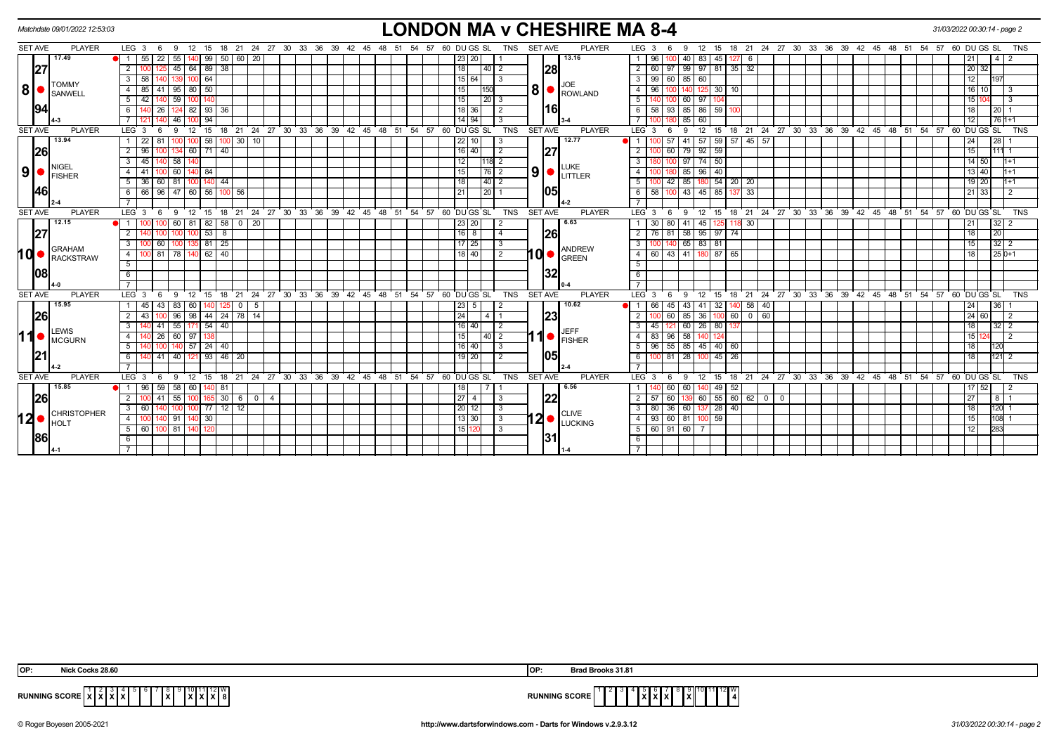Matchdate 09/01/2022 12:53:03

# LONDON MA v CHESHIRE MA 8-4

31/03/2022 00:30:14 - page 2

## Set 8

| SET AVE | PLAYER | LEG | 3 | 6 | 9 | 12 | 15 | 18 | 21 | 24 | DU | GS | SL | TNS |
|---|---|---|---|---|---|---|---|---|---|---|---|---|---|---|
| 17.49 | TOMMY SANWELL (27.94) 4-3 | 1 | 55 | 22 | 55 | 140 | 99 | 50 | 60 | 20 | 23 | 20 | | 1 |
| | | 2 | 100 | 125 | 45 | 64 | 89 | 38 | | | 18 | | 40 | 2 |
| | | 3 | 58 | 140 | 139 | 100 | 64 | | | | 15 | 64 | | 3 |
| | | 4 | 85 | 41 | 95 | 80 | 50 | | | | 15 | | 150 | |
| | | 5 | 42 | 140 | 59 | 100 | 140 | | | | 15 | | 20 | 3 |
| | | 6 | 140 | 26 | 124 | 82 | 93 | 36 | | | 18 | 36 | | 2 |
| | | 7 | 121 | 140 | 46 | 100 | 94 | | | | 14 | 94 | | 3 |

| SET AVE | PLAYER | LEG | 3 | 6 | 9 | 12 | 15 | 18 | 21 | 24 | DU | GS | SL | TNS |
|---|---|---|---|---|---|---|---|---|---|---|---|---|---|---|
| 13.16 | JOE ROWLAND (28.16) 3-4 | 1 | 96 | 100 | 40 | 83 | 45 | 127 | 6 | | 21 | | 4 | 2 |
| | | 2 | 60 | 97 | 99 | 97 | 81 | 35 | 32 | | 20 | 32 | | |
| | | 3 | 99 | 60 | 85 | 60 | | | | | 12 | | 197 | |
| | | 4 | 96 | 100 | 140 | 125 | 30 | 10 | | | 16 | 10 | | 3 |
| | | 5 | 140 | 100 | 60 | 97 | 104 | | | | 15 | 104 | | 3 |
| | | 6 | 58 | 93 | 85 | 86 | 59 | 100 | | | 18 | | 20 | 1 |
| | | 7 | 100 | 180 | 85 | 60 | | | | | 12 | | 76 | 1+1 |

## Set 9

| SET AVE | PLAYER | LEG | 3 | 6 | 9 | 12 | 15 | 18 | 21 | 24 | DU | GS | SL | TNS |
|---|---|---|---|---|---|---|---|---|---|---|---|---|---|---|
| 13.94 | NIGEL FISHER (26.46) 2-4 | 1 | 22 | 81 | 100 | 100 | 58 | 100 | 30 | 10 | 22 | 10 | | 3 |
| | | 2 | 96 | 100 | 134 | 60 | 71 | 40 | | | 16 | 40 | | 2 |
| | | 3 | 45 | 140 | 58 | 140 | | | | | 12 | | 118 | 2 |
| | | 4 | 41 | 100 | 60 | 140 | 84 | | | | 15 | | 76 | 2 |
| | | 5 | 36 | 60 | 81 | 100 | 140 | 44 | | | 18 | | 40 | 2 |
| | | 6 | 66 | 96 | 47 | 60 | 56 | 100 | 56 | | 21 | | 20 | 1 |

| SET AVE | PLAYER | LEG | 3 | 6 | 9 | 12 | 15 | 18 | 21 | 24 | DU | GS | SL | TNS |
|---|---|---|---|---|---|---|---|---|---|---|---|---|---|---|
| 12.77 | LUKE LITTLER (27.05) 4-2 | 1 | 100 | 57 | 41 | 57 | 59 | 57 | 45 | 57 | 24 | | 28 | 1 |
| | | 2 | 100 | 60 | 79 | 92 | 59 | | | | 15 | | 111 | 1 |
| | | 3 | 180 | 100 | 97 | 74 | 50 | | | | 14 | 50 | | 1+1 |
| | | 4 | 100 | 180 | 85 | 96 | 40 | | | | 13 | 40 | | 1+1 |
| | | 5 | 100 | 42 | 85 | 180 | 54 | 20 | 20 | | 19 | 20 | | 1+1 |
| | | 6 | 58 | 100 | 43 | 45 | 85 | 137 | 33 | | 21 | 33 | | 2 |

## Set 10

| SET AVE | PLAYER | LEG | 3 | 6 | 9 | 12 | 15 | 18 | 21 | 24 | DU | GS | SL | TNS |
|---|---|---|---|---|---|---|---|---|---|---|---|---|---|---|
| 12.15 | GRAHAM RACKSTRAW (27.08) 4-0 | 1 | 100 | 100 | 60 | 81 | 82 | 58 | 0 | 20 | 23 | 20 | | 2 |
| | | 2 | 140 | 100 | 100 | 100 | 53 | 8 | | | 16 | 8 | | 4 |
| | | 3 | 100 | 60 | 100 | 135 | 81 | 25 | | | 17 | 25 | | 3 |
| | | 4 | 100 | 81 | 78 | 140 | 62 | 40 | | | 18 | 40 | | 2 |

| SET AVE | PLAYER | LEG | 3 | 6 | 9 | 12 | 15 | 18 | 21 | 24 | DU | GS | SL | TNS |
|---|---|---|---|---|---|---|---|---|---|---|---|---|---|---|
| 6.63 | ANDREW GREEN (26.32) 0-4 | 1 | 30 | 80 | 41 | 45 | 125 | 118 | 30 | | 21 | | 32 | 2 |
| | | 2 | 76 | 81 | 58 | 95 | 97 | 74 | | | 18 | | 20 | |
| | | 3 | 100 | 140 | 65 | 83 | 81 | | | | 15 | | 32 | 2 |
| | | 4 | 60 | 43 | 41 | 180 | 87 | 65 | | | 18 | | 25 | 0+1 |

## Set 11

| SET AVE | PLAYER | LEG | 3 | 6 | 9 | 12 | 15 | 18 | 21 | 24 | 27 | DU | GS | SL | TNS |
|---|---|---|---|---|---|---|---|---|---|---|---|---|---|---|---|
| 15.95 | LEWIS MCGURN (26.21) 4-2 | 1 | 45 | 43 | 83 | 60 | 140 | 125 | 0 | 5 | | 23 | 5 | | 2 |
| | | 2 | 43 | 100 | 96 | 98 | 44 | 24 | 78 | 14 | | 24 | | 4 | 1 |
| | | 3 | 140 | 41 | 55 | 171 | 54 | 40 | | | | 16 | 40 | | 2 |
| | | 4 | 140 | 26 | 60 | 97 | 138 | | | | | 15 | | 40 | 2 |
| | | 5 | 140 | 100 | 140 | 57 | 24 | 40 | | | | 16 | 40 | | 3 |
| | | 6 | 140 | 41 | 40 | 121 | 93 | 46 | 20 | | | 19 | 20 | | 2 |

| SET AVE | PLAYER | LEG | 3 | 6 | 9 | 12 | 15 | 18 | 21 | 24 | DU | GS | SL | TNS |
|---|---|---|---|---|---|---|---|---|---|---|---|---|---|---|
| 10.62 | JEFF FISHER (23.05) 2-4 | 1 | 66 | 45 | 43 | 41 | 32 | 140 | 58 | 40 | 24 | | 36 | 1 |
| | | 2 | 100 | 60 | 85 | 36 | 100 | 60 | 0 | 60 | 24 | 60 | | 2 |
| | | 3 | 45 | 121 | 60 | 26 | 80 | 137 | | | 18 | | 32 | 2 |
| | | 4 | 83 | 96 | 58 | 140 | 124 | | | | 15 | 124 | | 2 |
| | | 5 | 96 | 55 | 85 | 45 | 40 | 60 | | | 18 | | 120 | |
| | | 6 | 100 | 81 | 28 | 100 | 45 | 26 | | | 18 | | 121 | 2 |

## Set 12

| SET AVE | PLAYER | LEG | 3 | 6 | 9 | 12 | 15 | 18 | 21 | 24 | 27 | DU | GS | SL | TNS |
|---|---|---|---|---|---|---|---|---|---|---|---|---|---|---|---|
| 15.85 | CHRISTOPHER HOLT (26.86) 4-1 | 1 | 96 | 59 | 58 | 60 | 140 | 81 | | | | 18 | | 7 | 1 |
| | | 2 | 100 | 41 | 55 | 100 | 165 | 30 | 6 | 0 | 4 | 27 | 4 | | 3 |
| | | 3 | 60 | 140 | 100 | 100 | 77 | 12 | 12 | | | 20 | 12 | | 3 |
| | | 4 | 100 | 140 | 91 | 140 | 30 | | | | | 13 | 30 | | 3 |
| | | 5 | 60 | 100 | 81 | 140 | 120 | | | | | 15 | 120 | | 3 |

| SET AVE | PLAYER | LEG | 3 | 6 | 9 | 12 | 15 | 18 | 21 | 24 | 27 | 30 | DU | GS | SL | TNS |
|---|---|---|---|---|---|---|---|---|---|---|---|---|---|---|---|---|
| 6.56 | CLIVE LUCKING (22.31) 1-4 | 1 | 140 | 60 | 60 | 140 | 49 | 52 | | | | | 17 | 52 | | 2 |
| | | 2 | 57 | 60 | 139 | 60 | 55 | 60 | 62 | 0 | 0 | | 27 | | 8 | 1 |
| | | 3 | 80 | 36 | 60 | 137 | 28 | 40 | | | | | 18 | | 120 | 1 |
| | | 4 | 93 | 60 | 81 | 100 | 59 | | | | | | 15 | | 108 | 1 |
| | | 5 | 60 | 91 | 60 | 7 | | | | | | | 12 | | 283 | |

OP: Nick Cocks 28.60

OP: Brad Brooks 31.81

RUNNING SCORE (London MA)

| 1 | 2 | 3 | 4 | 5 | 6 | 7 | 8 | 9 | 10 | 11 | 12 | W |
|---|---|---|---|---|---|---|---|---|---|---|---|---|
| X | X | X | X | | | | X | | X | X | X | 8 |

RUNNING SCORE (Cheshire MA)

| 1 | 2 | 3 | 4 | 5 | 6 | 7 | 8 | 9 | 10 | 11 | 12 | W |
|---|---|---|---|---|---|---|---|---|---|---|---|---|
| | | | | X | X | X | | X | | | | 4 |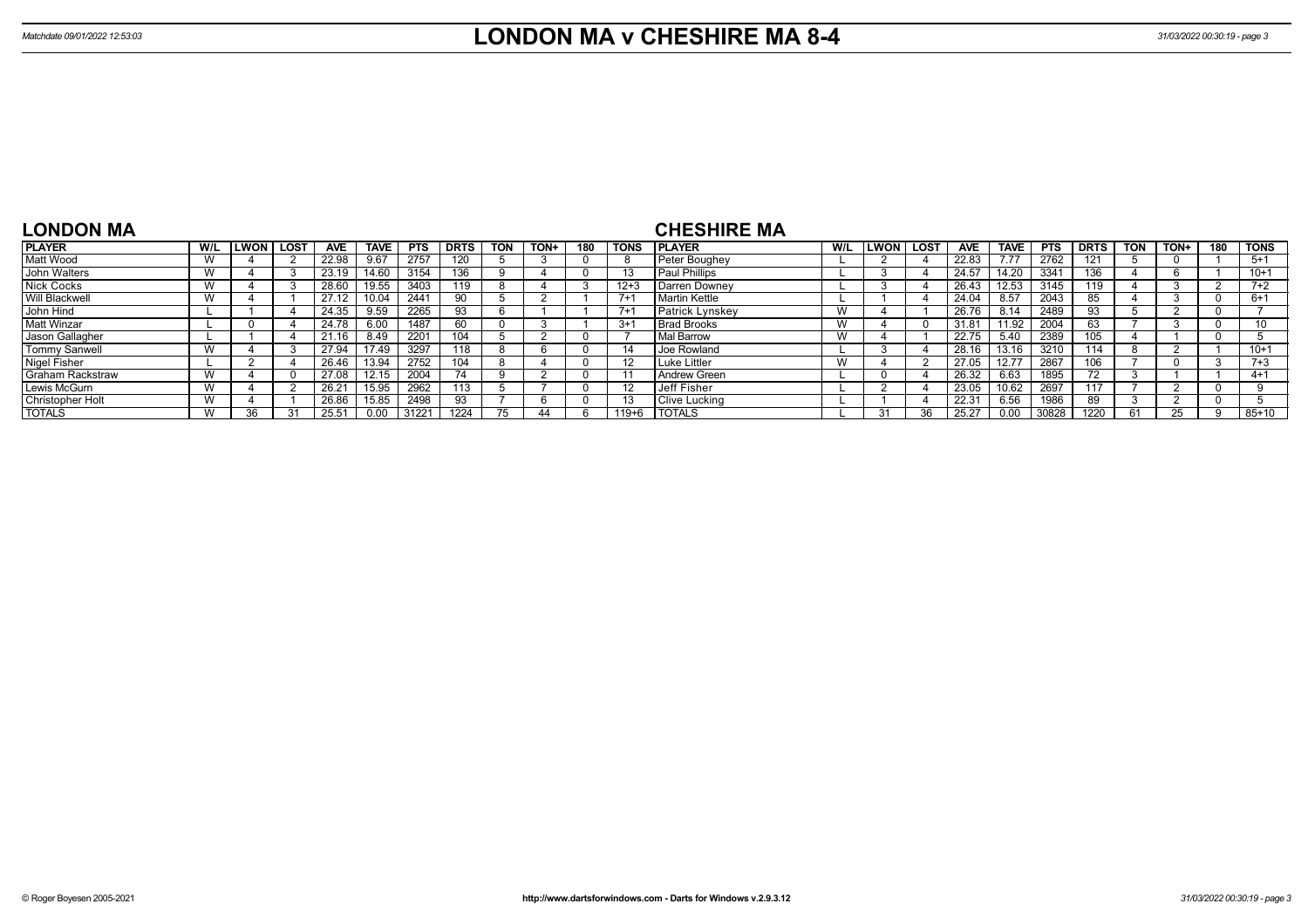# LONDON MA v CHESHIRE MA 8-4

Matchdate 09/01/2022 12:53:03

## LONDON MA

| PLAYER | W/L | LWON | LOST | AVE | TAVE | PTS | DRTS | TON | TON+ | 180 | TONS |
|---|---|---|---|---|---|---|---|---|---|---|---|
| Matt Wood | W | 4 | 2 | 22.98 | 9.67 | 2757 | 120 | 5 | 3 | 0 | 8 |
| John Walters | W | 4 | 3 | 23.19 | 14.60 | 3154 | 136 | 9 | 4 | 0 | 13 |
| Nick Cocks | W | 4 | 3 | 28.60 | 19.55 | 3403 | 119 | 8 | 4 | 3 | 12+3 |
| Will Blackwell | W | 4 | 1 | 27.12 | 10.04 | 2441 | 90 | 5 | 2 | 1 | 7+1 |
| John Hind | L | 1 | 4 | 24.35 | 9.59 | 2265 | 93 | 6 | 1 | 1 | 7+1 |
| Matt Winzar | L | 0 | 4 | 24.78 | 6.00 | 1487 | 60 | 0 | 3 | 1 | 3+1 |
| Jason Gallagher | L | 1 | 4 | 21.16 | 8.49 | 2201 | 104 | 5 | 2 | 0 | 7 |
| Tommy Sanwell | W | 4 | 3 | 27.94 | 17.49 | 3297 | 118 | 8 | 6 | 0 | 14 |
| Nigel Fisher | L | 2 | 4 | 26.46 | 13.94 | 2752 | 104 | 8 | 4 | 0 | 12 |
| Graham Rackstraw | W | 4 | 0 | 27.08 | 12.15 | 2004 | 74 | 9 | 2 | 0 | 11 |
| Lewis McGurn | W | 4 | 2 | 26.21 | 15.95 | 2962 | 113 | 5 | 7 | 0 | 12 |
| Christopher Holt | W | 4 | 1 | 26.86 | 15.85 | 2498 | 93 | 7 | 6 | 0 | 13 |
| TOTALS | W | 36 | 31 | 25.51 | 0.00 | 31221 | 1224 | 75 | 44 | 6 | 119+6 |

## CHESHIRE MA

| PLAYER | W/L | LWON | LOST | AVE | TAVE | PTS | DRTS | TON | TON+ | 180 | TONS |
|---|---|---|---|---|---|---|---|---|---|---|---|
| Peter Boughey | L | 2 | 4 | 22.83 | 7.77 | 2762 | 121 | 5 | 0 | 1 | 5+1 |
| Paul Phillips | L | 3 | 4 | 24.57 | 14.20 | 3341 | 136 | 4 | 6 | 1 | 10+1 |
| Darren Downey | L | 3 | 4 | 26.43 | 12.53 | 3145 | 119 | 4 | 3 | 2 | 7+2 |
| Martin Kettle | L | 1 | 4 | 24.04 | 8.57 | 2043 | 85 | 4 | 3 | 0 | 6+1 |
| Patrick Lynskey | W | 4 | 1 | 26.76 | 8.14 | 2489 | 93 | 5 | 2 | 0 | 7 |
| Brad Brooks | W | 4 | 0 | 31.81 | 11.92 | 2004 | 63 | 7 | 3 | 0 | 10 |
| Mal Barrow | W | 4 | 1 | 22.75 | 5.40 | 2389 | 105 | 4 | 1 | 0 | 5 |
| Joe Rowland | L | 3 | 4 | 28.16 | 13.16 | 3210 | 114 | 8 | 2 | 1 | 10+1 |
| Luke Littler | W | 4 | 2 | 27.05 | 12.77 | 2867 | 106 | 7 | 0 | 3 | 7+3 |
| Andrew Green | L | 0 | 4 | 26.32 | 6.63 | 1895 | 72 | 3 | 1 | 1 | 4+1 |
| Jeff Fisher | L | 2 | 4 | 23.05 | 10.62 | 2697 | 117 | 7 | 2 | 0 | 9 |
| Clive Lucking | L | 1 | 4 | 22.31 | 6.56 | 1986 | 89 | 3 | 2 | 0 | 5 |
| TOTALS | L | 31 | 36 | 25.27 | 0.00 | 30828 | 1220 | 61 | 25 | 9 | 85+10 |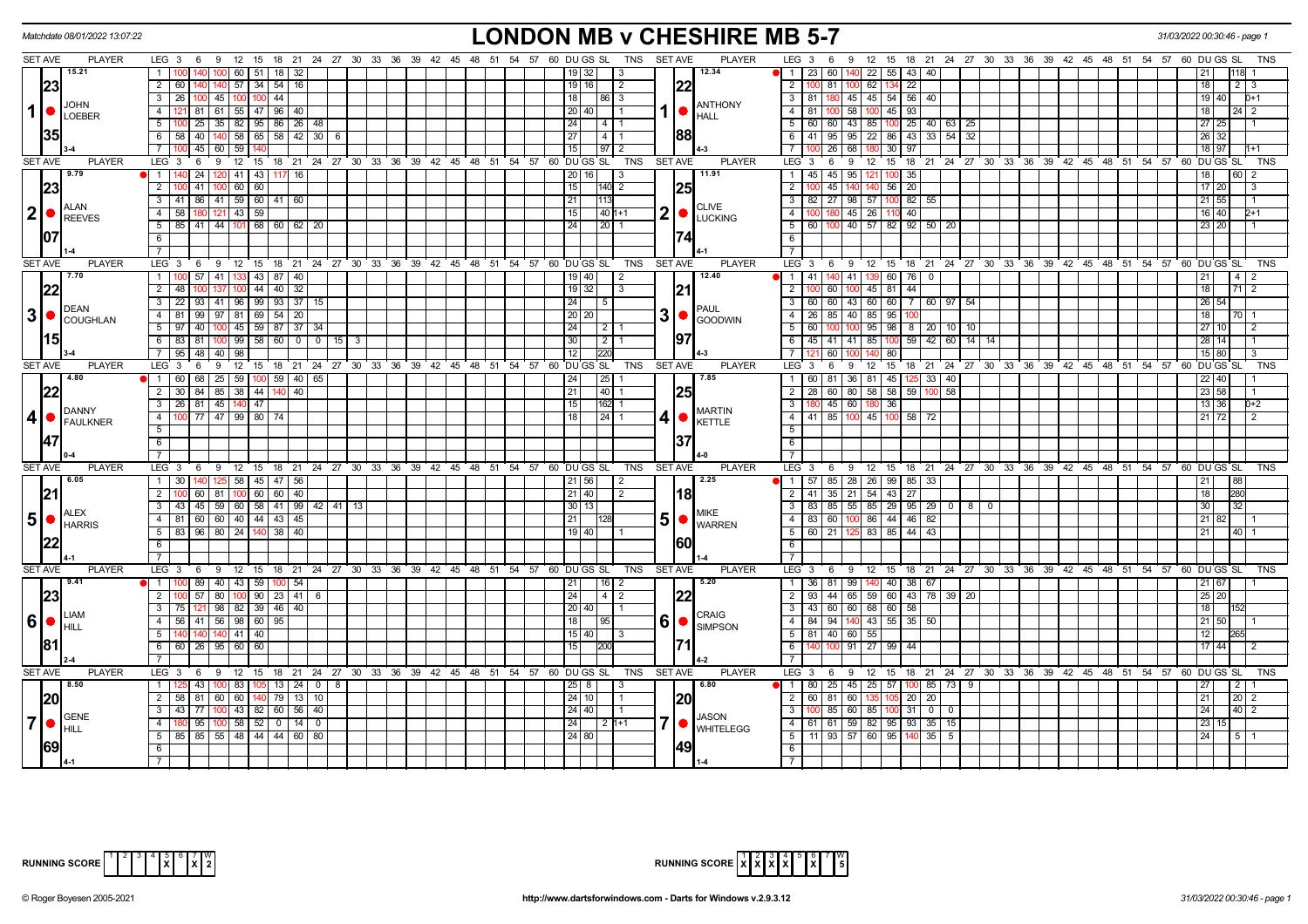Matchdate 08/01/2022 13:07:22

# LONDON MB v CHESHIRE MB 5-7

31/03/2022 00:30:46 - page 1

## Set 1

| SET AVE | PLAYER | LEG | Scores | DU | GS | SL | TNS |
|---|---|---|---|---|---|---|---|
| 15.21 / 23.35 | JOHN LOEBER (3-4) | 1 | 100 140 100 60 51 18 32 | 19 | 32 | | 3 |
| | | 2 | 60 140 140 57 34 54 16 | 19 | 16 | | 2 |
| | | 3 | 26 100 45 100 100 44 | 18 | | 86 | 3 |
| | | 4 | 121 81 61 55 47 96 40 | 20 | 40 | | 1 |
| | | 5 | 100 25 35 82 95 86 26 48 | 24 | | 4 | 1 |
| | | 6 | 58 40 140 58 65 58 42 30 6 | 27 | | 4 | 1 |
| | | 7 | 100 45 60 59 140 | 15 | | 97 | 2 |

| SET AVE | PLAYER | LEG | Scores | DU | GS | SL | TNS |
|---|---|---|---|---|---|---|---|
| 12.34 / 22.88 | ANTHONY HALL (4-3) | 1 | 23 60 140 22 55 43 40 | 21 | | 118 | 1 |
| | | 2 | 100 81 100 62 134 22 | 18 | | 2 | 3 |
| | | 3 | 81 180 45 45 54 56 40 | 19 | 40 | | 0+1 |
| | | 4 | 81 100 58 100 45 93 | 18 | | 24 | 2 |
| | | 5 | 60 60 43 85 100 25 40 63 25 | 27 | 25 | | 1 |
| | | 6 | 41 95 95 22 86 43 33 54 32 | 26 | 32 | | |
| | | 7 | 100 26 68 180 30 97 | 18 | 97 | | 1+1 |

## Set 2

| SET AVE | PLAYER | LEG | Scores | DU | GS | SL | TNS |
|---|---|---|---|---|---|---|---|
| 9.79 / 23.07 | ALAN REEVES (1-4) | 1 | 140 24 120 41 43 117 16 | 20 | 16 | | 3 |
| | | 2 | 100 41 100 60 60 | 15 | | 140 | 2 |
| | | 3 | 41 86 41 59 60 41 60 | 21 | | 113 | |
| | | 4 | 58 180 121 43 59 | 15 | | 40 | 1+1 |
| | | 5 | 85 41 44 101 68 60 62 20 | 24 | | 20 | 1 |

| SET AVE | PLAYER | LEG | Scores | DU | GS | SL | TNS |
|---|---|---|---|---|---|---|---|
| 11.91 / 25.74 | CLIVE LUCKING (4-1) | 1 | 45 45 95 121 100 35 | 18 | | 60 | 2 |
| | | 2 | 100 45 140 140 56 20 | 17 | 20 | | 3 |
| | | 3 | 82 27 98 57 100 82 55 | 21 | 55 | | 1 |
| | | 4 | 100 180 45 26 110 40 | 16 | 40 | | 2+1 |
| | | 5 | 60 100 40 57 82 92 50 20 | 23 | 20 | | 1 |

## Set 3

| SET AVE | PLAYER | LEG | Scores | DU | GS | SL | TNS |
|---|---|---|---|---|---|---|---|
| 7.70 / 22.15 | DEAN COUGHLAN (3-4) | 1 | 100 57 41 133 43 87 40 | 19 | 40 | | 2 |
| | | 2 | 48 100 137 100 44 40 32 | 19 | 32 | | 3 |
| | | 3 | 22 93 41 96 99 93 37 15 | 24 | | 5 | |
| | | 4 | 81 99 97 81 69 54 20 | 20 | 20 | | |
| | | 5 | 97 40 100 45 59 87 37 34 | 24 | | 2 | 1 |
| | | 6 | 83 81 100 99 58 60 0 0 15 3 | 30 | | 2 | 1 |
| | | 7 | 95 48 40 98 | 12 | | 220 | |

| SET AVE | PLAYER | LEG | Scores | DU | GS | SL | TNS |
|---|---|---|---|---|---|---|---|
| 12.40 / 21.97 | PAUL GOODWIN (4-3) | 1 | 41 140 41 139 60 76 0 | 21 | | 4 | 2 |
| | | 2 | 100 60 100 45 81 44 | 18 | | 71 | 2 |
| | | 3 | 60 60 43 60 60 7 60 97 54 | 26 | 54 | | |
| | | 4 | 26 85 40 85 95 100 | 18 | | 70 | 1 |
| | | 5 | 60 100 100 95 98 8 20 10 10 | 27 | 10 | | 2 |
| | | 6 | 45 41 41 85 100 59 42 60 14 14 | 28 | 14 | | 1 |
| | | 7 | 121 60 100 140 80 | 15 | 80 | | 3 |

## Set 4

| SET AVE | PLAYER | LEG | Scores | DU | GS | SL | TNS |
|---|---|---|---|---|---|---|---|
| 4.80 / 22.47 | DANNY FAULKNER (0-4) | 1 | 60 68 25 59 100 59 40 65 | 24 | | 25 | 1 |
| | | 2 | 30 84 85 38 44 140 40 | 21 | | 40 | 1 |
| | | 3 | 26 81 45 140 47 | 15 | | 162 | 1 |
| | | 4 | 100 77 47 99 80 74 | 18 | | 24 | 1 |

| SET AVE | PLAYER | LEG | Scores | DU | GS | SL | TNS |
|---|---|---|---|---|---|---|---|
| 7.85 / 25.37 | MARTIN KETTLE (4-0) | 1 | 60 81 36 81 45 125 33 40 | 22 | 40 | | 1 |
| | | 2 | 28 60 80 58 58 59 100 58 | 23 | 58 | | 1 |
| | | 3 | 180 45 60 180 36 | 13 | 36 | | 0+2 |
| | | 4 | 41 85 100 45 100 58 72 | 21 | 72 | | 2 |

## Set 5

| SET AVE | PLAYER | LEG | Scores | DU | GS | SL | TNS |
|---|---|---|---|---|---|---|---|
| 6.05 / 21.22 | ALEX HARRIS (4-1) | 1 | 30 140 125 58 45 47 56 | 21 | 56 | | 2 |
| | | 2 | 100 60 81 100 60 60 40 | 21 | 40 | | 2 |
| | | 3 | 43 45 59 60 58 41 99 42 41 13 | 30 | 13 | | |
| | | 4 | 81 60 60 40 44 43 45 | 21 | | 128 | |
| | | 5 | 83 96 80 24 140 38 40 | 19 | 40 | | 1 |

| SET AVE | PLAYER | LEG | Scores | DU | GS | SL | TNS |
|---|---|---|---|---|---|---|---|
| 2.25 / 18.60 | MIKE WARREN (1-4) | 1 | 57 85 28 26 99 85 33 | 21 | | 88 | |
| | | 2 | 41 35 21 54 43 27 | 18 | | 280 | |
| | | 3 | 83 85 55 85 29 95 29 0 8 0 | 30 | | 32 | |
| | | 4 | 83 60 100 86 44 46 82 | 21 | 82 | | 1 |
| | | 5 | 60 21 125 83 85 44 43 | 21 | | 40 | 1 |

## Set 6

| SET AVE | PLAYER | LEG | Scores | DU | GS | SL | TNS |
|---|---|---|---|---|---|---|---|
| 9.41 / 23.81 | LIAM HILL (2-4) | 1 | 100 89 40 43 59 100 54 | 21 | | 16 | 2 |
| | | 2 | 100 57 80 100 90 23 41 6 | 24 | | 4 | 2 |
| | | 3 | 75 121 98 82 39 46 40 | 20 | 40 | | 1 |
| | | 4 | 56 41 56 98 60 95 | 18 | | 95 | |
| | | 5 | 140 140 140 41 40 | 15 | 40 | | 3 |
| | | 6 | 60 26 95 60 60 | 15 | | 200 | |

| SET AVE | PLAYER | LEG | Scores | DU | GS | SL | TNS |
|---|---|---|---|---|---|---|---|
| 5.20 / 22.71 | CRAIG SIMPSON (4-2) | 1 | 36 81 99 140 40 38 67 | 21 | 67 | | 1 |
| | | 2 | 93 44 65 59 60 43 78 39 20 | 25 | 20 | | |
| | | 3 | 43 60 60 68 60 58 | 18 | | 152 | |
| | | 4 | 84 94 140 43 55 35 50 | 21 | 50 | | 1 |
| | | 5 | 81 40 60 55 | 12 | | 265 | |
| | | 6 | 140 100 91 27 99 44 | 17 | 44 | | 2 |

## Set 7

| SET AVE | PLAYER | LEG | Scores | DU | GS | SL | TNS |
|---|---|---|---|---|---|---|---|
| 8.50 / 20.69 | GENE HILL (4-1) | 1 | 125 43 100 83 105 13 24 0 8 | 25 | 8 | | 3 |
| | | 2 | 58 81 60 60 140 79 13 10 | 24 | 10 | | 1 |
| | | 3 | 43 77 100 43 82 60 56 40 | 24 | 40 | | 1 |
| | | 4 | 180 95 100 58 52 0 14 0 | 24 | | 2 | 1+1 |
| | | 5 | 85 85 55 48 44 44 60 80 | 24 | 80 | | |

| SET AVE | PLAYER | LEG | Scores | DU | GS | SL | TNS |
|---|---|---|---|---|---|---|---|
| 6.80 / 20.49 | JASON WHITELEGG (1-4) | 1 | 80 25 45 25 57 100 85 73 9 | 27 | | 2 | 1 |
| | | 2 | 60 81 60 135 105 20 20 | 21 | | 20 | 2 |
| | | 3 | 100 85 60 85 100 31 0 0 | 24 | | 40 | 2 |
| | | 4 | 61 61 59 82 95 93 35 15 | 23 | 15 | | |
| | | 5 | 11 93 57 60 95 140 35 5 | 24 | | 5 | 1 |

RUNNING SCORE (London MB): 1 2 3 4 5 6 7 — X X — W: 2

RUNNING SCORE (Cheshire MB): X X X X — X — W: 5

© Roger Boyesen 2005-2021 — http://www.dartsforwindows.com - Darts for Windows v.2.9.3.12 — 31/03/2022 00:30:46 - page 1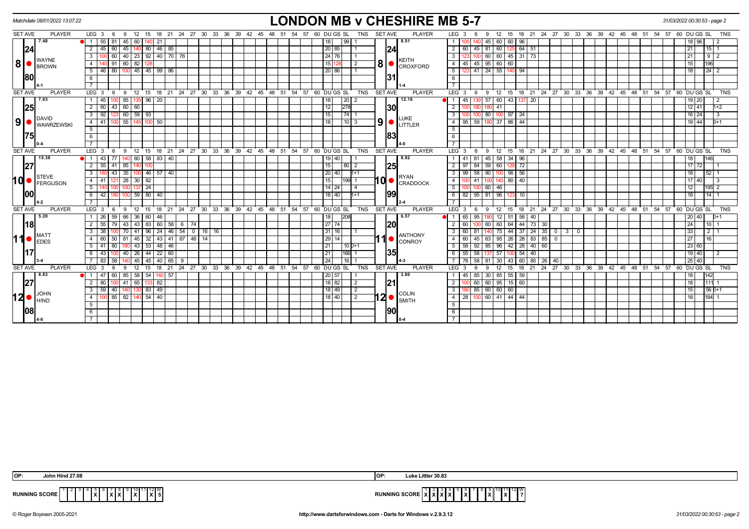Matchdate 08/01/2022 13:07:22

# LONDON MB v CHESHIRE MB 5-7

### Set 8

| SET AVE | PLAYER | LEG | 3 | 6 | 9 | 12 | 15 | 18 | 21 | 24 | 27 | DU | GS | SL | TNS |
|---|---|---|---|---|---|---|---|---|---|---|---|---|---|---|---|
| 7.48 / 24.80 | WAYNE BROWN (4-1) | 1 | 55 | 81 | 45 | 60 | 140 | 21 | | | | 18 | | 99 | 1 |
| | | 2 | 45 | 60 | 45 | 140 | 80 | 46 | 85 | | | 20 | 85 | | 1 |
| | | 3 | 100 | 60 | 40 | 23 | 92 | 40 | 70 | 76 | | 24 | 76 | | 1 |
| | | 4 | 140 | 91 | 60 | 82 | 128 | | | | | 15 | 128 | | 2 |
| | | 5 | 46 | 80 | 100 | 45 | 45 | 99 | 86 | | | 20 | 86 | | 1 |

| SET AVE | PLAYER | LEG | 3 | 6 | 9 | 12 | 15 | 18 | 21 | DU | GS | SL | TNS |
|---|---|---|---|---|---|---|---|---|---|---|---|---|---|
| 8.51 / 24.31 | KEITH CROXFORD (1-4) | 1 | 100 | 140 | 45 | 60 | 60 | 96 | | 18 | 96 | | 2 |
| | | 2 | 60 | 45 | 81 | 60 | 125 | 64 | 51 | 21 | | 15 | 1 |
| | | 3 | 123 | 100 | 60 | 60 | 45 | 31 | 73 | 21 | | 9 | 2 |
| | | 4 | 45 | 45 | 95 | 60 | 60 | | | 15 | | 196 | |
| | | 5 | 123 | 41 | 24 | 55 | 140 | 94 | | 18 | | 24 | 2 |

### Set 9

| SET AVE | PLAYER | LEG | 3 | 6 | 9 | 12 | 15 | 18 | DU | GS | SL | TNS |
|---|---|---|---|---|---|---|---|---|---|---|---|---|
| 7.03 / 25.75 | DAVID WAWRZEWSKI (0-4) | 1 | 45 | 100 | 85 | 135 | 96 | 20 | 18 | | 20 | 2 |
| | | 2 | 60 | 43 | 60 | 60 | | | 12 | | 278 | |
| | | 3 | 92 | 123 | 60 | 59 | 93 | | 15 | | 74 | 1 |
| | | 4 | 41 | 100 | 55 | 145 | 100 | 50 | 18 | | 10 | 3 |

| SET AVE | PLAYER | LEG | 3 | 6 | 9 | 12 | 15 | 18 | 21 | DU | GS | SL | TNS |
|---|---|---|---|---|---|---|---|---|---|---|---|---|---|
| 12.16 / 30.83 | LUKE LITTLER (4-0) | 1 | 45 | 139 | 57 | 60 | 43 | 137 | 20 | 19 | 20 | | 2 |
| | | 2 | 100 | 180 | 180 | 41 | | | | 12 | 41 | | 1+2 |
| | | 3 | 100 | 100 | 80 | 100 | 97 | 24 | | 16 | 24 | | 3 |
| | | 4 | 95 | 59 | 180 | 37 | 86 | 44 | | 18 | 44 | | 0+1 |

### Set 10

| SET AVE | PLAYER | LEG | 3 | 6 | 9 | 12 | 15 | 18 | 21 | DU | GS | SL | TNS |
|---|---|---|---|---|---|---|---|---|---|---|---|---|---|
| 15.38 / 27.00 | STEVE FERGUSON (4-2) | 1 | 43 | 77 | 140 | 60 | 58 | 83 | 40 | 19 | 40 | | 1 |
| | | 2 | 55 | 41 | 85 | 140 | 100 | | | 15 | | 80 | 2 |
| | | 3 | 180 | 43 | 35 | 100 | 46 | 57 | 40 | 20 | 40 | | 1+1 |
| | | 4 | 41 | 121 | 28 | 30 | 82 | | | 15 | | 199 | 1 |
| | | 5 | 140 | 100 | 100 | 137 | 24 | | | 14 | 24 | | 4 |
| | | 6 | 42 | 180 | 100 | 59 | 80 | 40 | | 18 | 40 | | 1+1 |

| SET AVE | PLAYER | LEG | 3 | 6 | 9 | 12 | 15 | 18 | DU | GS | SL | TNS |
|---|---|---|---|---|---|---|---|---|---|---|---|---|
| 8.92 / 25.99 | RYAN CRADDOCK (2-4) | 1 | 41 | 81 | 45 | 58 | 34 | 96 | 18 | | 146 | |
| | | 2 | 97 | 84 | 59 | 60 | 129 | 72 | 17 | 72 | | 1 |
| | | 3 | 99 | 58 | 80 | 100 | 56 | 56 | 18 | | 52 | 1 |
| | | 4 | 100 | 41 | 100 | 140 | 80 | 40 | 17 | 40 | | 3 |
| | | 5 | 100 | 100 | 60 | 46 | | | 12 | | 195 | 2 |
| | | 6 | 82 | 95 | 81 | 96 | 123 | 10 | 18 | | 14 | 1 |

### Set 11

| SET AVE | PLAYER | LEG | 3 | 6 | 9 | 12 | 15 | 18 | 21 | 24 | 27 | 30 | 33 | DU | GS | SL | TNS |
|---|---|---|---|---|---|---|---|---|---|---|---|---|---|---|---|---|---|
| 5.20 / 18.17 | MATT EDES (3-4) | 1 | 26 | 59 | 66 | 36 | 60 | 46 | | | | | | 18 | | 208 | |
| | | 2 | 55 | 79 | 43 | 43 | 83 | 60 | 58 | 6 | 74 | | | 27 | 74 | | |
| | | 3 | 38 | 100 | 70 | 41 | 96 | 24 | 46 | 54 | 0 | 16 | 16 | 31 | 16 | | 1 |
| | | 4 | 60 | 50 | 81 | 45 | 32 | 43 | 41 | 87 | 48 | 14 | | 29 | 14 | | |
| | | 5 | 41 | 80 | 180 | 43 | 53 | 48 | 46 | | | | | 21 | | 10 | 0+1 |
| | | 6 | 43 | 100 | 40 | 26 | 44 | 22 | 60 | | | | | 21 | | 166 | 1 |
| | | 7 | 83 | 58 | 140 | 45 | 45 | 40 | 65 | 9 | | | | 24 | | 16 | 1 |

| SET AVE | PLAYER | LEG | 3 | 6 | 9 | 12 | 15 | 18 | 21 | 24 | 27 | 30 | 33 | DU | GS | SL | TNS |
|---|---|---|---|---|---|---|---|---|---|---|---|---|---|---|---|---|---|
| 6.57 / 20.35 | ANTHONY CONROY (4-3) | 1 | 65 | 95 | 180 | 12 | 51 | 58 | 40 | | | | | 20 | 40 | | 0+1 |
| | | 2 | 60 | 100 | 60 | 60 | 64 | 44 | 73 | 30 | | | | 24 | | 10 | 1 |
| | | 3 | 60 | 81 | 140 | 75 | 44 | 37 | 24 | 35 | 0 | 3 | 0 | 33 | | 2 | 1 |
| | | 4 | 60 | 45 | 63 | 95 | 26 | 28 | 83 | 85 | 0 | | | 27 | | 16 | |
| | | 5 | 58 | 92 | 85 | 96 | 42 | 28 | 40 | 60 | | | | 23 | 60 | | |
| | | 6 | 55 | 58 | 137 | 57 | 100 | 54 | 40 | | | | | 19 | 40 | | 2 |
| | | 7 | 78 | 58 | 81 | 30 | 43 | 60 | 85 | 26 | 40 | | | 25 | 40 | | |

### Set 12

| SET AVE | PLAYER | LEG | 3 | 6 | 9 | 12 | 15 | 18 | 21 | DU | GS | SL | TNS |
|---|---|---|---|---|---|---|---|---|---|---|---|---|---|
| 8.83 / 27.08 | JOHN HIND (4-0) | 1 | 47 | 60 | 85 | 58 | 54 | 140 | 57 | 20 | 57 | | 1 |
| | | 2 | 80 | 100 | 41 | 65 | 133 | 82 | | 18 | 82 | | 2 |
| | | 3 | 59 | 40 | 140 | 130 | 83 | 49 | | 18 | 49 | | 2 |
| | | 4 | 100 | 85 | 82 | 140 | 54 | 40 | | 18 | 40 | | 2 |

| SET AVE | PLAYER | LEG | 3 | 6 | 9 | 12 | 15 | 18 | DU | GS | SL | TNS |
|---|---|---|---|---|---|---|---|---|---|---|---|---|
| 3.80 / 21.90 | COLIN SMITH (0-4) | 1 | 45 | 85 | 30 | 85 | 55 | 59 | 18 | | 142 | |
| | | 2 | 100 | 60 | 60 | 95 | 15 | 60 | 18 | | 111 | 1 |
| | | 3 | 180 | 85 | 60 | 60 | 60 | | 15 | | 56 | 0+1 |
| | | 4 | 28 | 100 | 60 | 41 | 44 | 44 | 18 | | 184 | 1 |

OP: John Hind 27.08

OP: Luke Littler 30.83

| RUNNING SCORE | 1 | 2 | 3 | 4 | 5 | 6 | 7 | 8 | 9 | 10 | 11 | 12 | W |
|---|---|---|---|---|---|---|---|---|---|---|---|---|---|
| LONDON MB | | | | | X | | X | X | | X | | X | 5 |
| CHESHIRE MB | X | X | X | X | | X | | | X | | X | | 7 |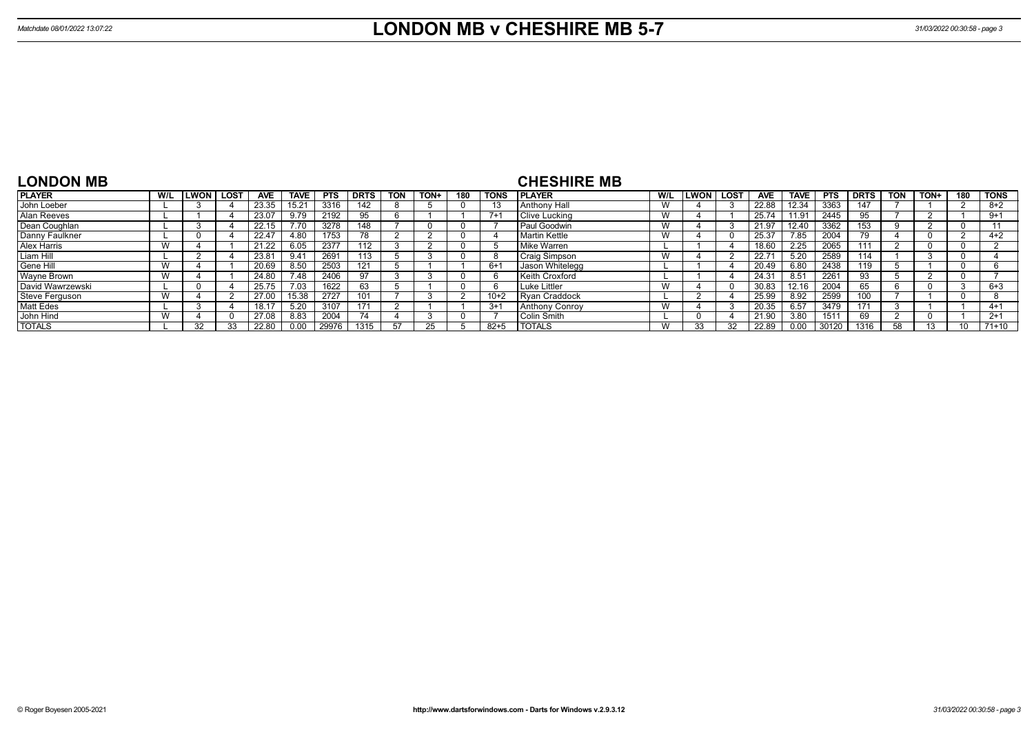# LONDON MB v CHESHIRE MB 5-7

Matchdate 08/01/2022 13:07:22

## LONDON MB

| PLAYER | W/L | LWON | LOST | AVE | TAVE | PTS | DRTS | TON | TON+ | 180 | TONS |
|---|---|---|---|---|---|---|---|---|---|---|---|
| John Loeber | L | 3 | 4 | 23.35 | 15.21 | 3316 | 142 | 8 | 5 | 0 | 13 |
| Alan Reeves | L | 1 | 4 | 23.07 | 9.79 | 2192 | 95 | 6 | 1 | 1 | 7+1 |
| Dean Coughlan | L | 3 | 4 | 22.15 | 7.70 | 3278 | 148 | 7 | 0 | 0 | 7 |
| Danny Faulkner | L | 0 | 4 | 22.47 | 4.80 | 1753 | 78 | 2 | 2 | 0 | 4 |
| Alex Harris | W | 4 | 1 | 21.22 | 6.05 | 2377 | 112 | 3 | 2 | 0 | 5 |
| Liam Hill | L | 2 | 4 | 23.81 | 9.41 | 2691 | 113 | 5 | 3 | 0 | 8 |
| Gene Hill | W | 4 | 1 | 20.69 | 8.50 | 2503 | 121 | 5 | 1 | 1 | 6+1 |
| Wayne Brown | W | 4 | 1 | 24.80 | 7.48 | 2406 | 97 | 3 | 3 | 0 | 6 |
| David Wawrzewski | L | 0 | 4 | 25.75 | 7.03 | 1622 | 63 | 5 | 1 | 0 | 6 |
| Steve Ferguson | W | 4 | 2 | 27.00 | 15.38 | 2727 | 101 | 7 | 3 | 2 | 10+2 |
| Matt Edes | L | 3 | 4 | 18.17 | 5.20 | 3107 | 171 | 2 | 1 | 1 | 3+1 |
| John Hind | W | 4 | 0 | 27.08 | 8.83 | 2004 | 74 | 4 | 3 | 0 | 7 |
| TOTALS | L | 32 | 33 | 22.80 | 0.00 | 29976 | 1315 | 57 | 25 | 5 | 82+5 |

## CHESHIRE MB

| PLAYER | W/L | LWON | LOST | AVE | TAVE | PTS | DRTS | TON | TON+ | 180 | TONS |
|---|---|---|---|---|---|---|---|---|---|---|---|
| Anthony Hall | W | 4 | 3 | 22.88 | 12.34 | 3363 | 147 | 7 | 1 | 2 | 8+2 |
| Clive Lucking | W | 4 | 1 | 25.74 | 11.91 | 2445 | 95 | 7 | 2 | 1 | 9+1 |
| Paul Goodwin | W | 4 | 3 | 21.97 | 12.40 | 3362 | 153 | 9 | 2 | 0 | 11 |
| Martin Kettle | W | 4 | 0 | 25.37 | 7.85 | 2004 | 79 | 4 | 0 | 2 | 4+2 |
| Mike Warren | L | 1 | 4 | 18.60 | 2.25 | 2065 | 111 | 2 | 0 | 0 | 2 |
| Craig Simpson | W | 4 | 2 | 22.71 | 5.20 | 2589 | 114 | 1 | 3 | 0 | 4 |
| Jason Whitelegg | L | 1 | 4 | 20.49 | 6.80 | 2438 | 119 | 5 | 1 | 0 | 6 |
| Keith Croxford | L | 1 | 4 | 24.31 | 8.51 | 2261 | 93 | 5 | 2 | 0 | 7 |
| Luke Littler | W | 4 | 0 | 30.83 | 12.16 | 2004 | 65 | 6 | 0 | 3 | 6+3 |
| Ryan Craddock | L | 2 | 4 | 25.99 | 8.92 | 2599 | 100 | 7 | 1 | 0 | 8 |
| Anthony Conroy | W | 4 | 3 | 20.35 | 6.57 | 3479 | 171 | 3 | 1 | 1 | 4+1 |
| Colin Smith | L | 0 | 4 | 21.90 | 3.80 | 1511 | 69 | 2 | 0 | 1 | 2+1 |
| TOTALS | W | 33 | 32 | 22.89 | 0.00 | 30120 | 1316 | 58 | 13 | 10 | 71+10 |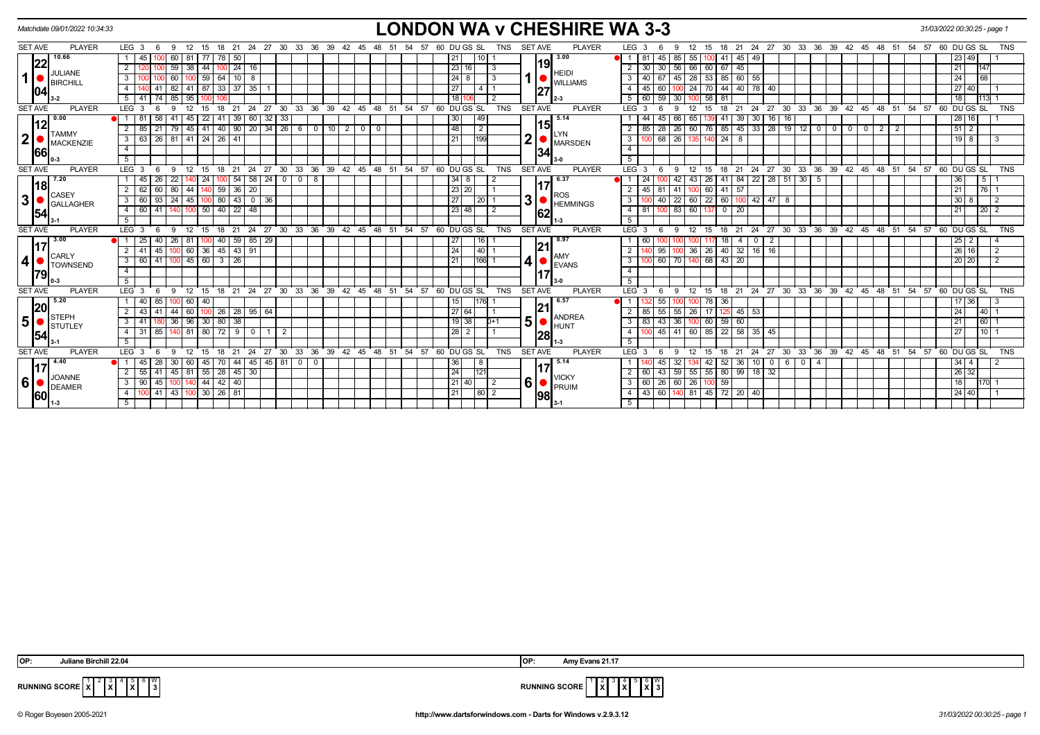Matchdate 09/01/2022 10:34:33

# LONDON WA v CHESHIRE WA 3-3

31/03/2022 00:30:25 - page 1

| SET AVE | PLAYER | LEG | 3 | 6 | 9 | 12 | 15 | 18 | 21 | 24 | 27 | 30 | 33 | 36 | DU | GS | SL | TNS | SET AVE | PLAYER | LEG | 3 | 6 | 9 | 12 | 15 | 18 | 21 | 24 | 27 | 30 | 33 | 36 | 39 | 42 | 45 | 48 | DU | GS | SL | TNS |
|---|---|---|---|---|---|---|---|---|---|---|---|---|---|---|---|---|---|---|---|---|---|---|---|---|---|---|---|---|---|---|---|---|---|---|---|---|---|---|---|---|---|
| 10.66 / 22.04 | 1 JULIANE BIRCHILL 3-2 | 1 | 45 | 100 | 60 | 81 | 77 | 78 | 50 | | | | | | 21 | | 10 | 1 | 3.00 / 19.27 | 1 HEIDI WILLIAMS 2-3 | 1 | 81 | 45 | 85 | 55 | 100 | 41 | 45 | 49 | | | | | | | | | 23 | 49 | | 1 |
| | | 2 | 120 | 100 | 59 | 38 | 44 | 100 | 24 | 16 | | | | | 23 | 16 | | 3 | | | 2 | 30 | 30 | 56 | 66 | 60 | 67 | 45 | | | | | | | | | | 21 | | 147 | |
| | | 3 | 100 | 100 | 60 | 100 | 59 | 64 | 10 | 8 | | | | | 24 | 8 | | 3 | | | 3 | 40 | 67 | 45 | 28 | 53 | 85 | 60 | 55 | | | | | | | | | 24 | | 68 | |
| | | 4 | 140 | 41 | 82 | 41 | 87 | 33 | 37 | 35 | 1 | | | | 27 | | 4 | 1 | | | 4 | 45 | 60 | 100 | 24 | 70 | 44 | 40 | 78 | 40 | | | | | | | | 27 | 40 | | 1 |
| | | 5 | 41 | 74 | 85 | 95 | 100 | 106 | | | | | | | 18 | 106 | | 2 | | | 5 | 60 | 59 | 30 | 100 | 58 | 81 | | | | | | | | | | | 18 | | 113 | 1 |

| SET AVE | PLAYER | LEG | 3 | 6 | 9 | 12 | 15 | 18 | 21 | 24 | 27 | 30 | 33 | 36 | 39 | 42 | 45 | 48 | DU | GS | SL | TNS | SET AVE | PLAYER | LEG | 3 | 6 | 9 | 12 | 15 | 18 | 21 | 24 | 27 | 30 | 33 | 36 | 39 | 42 | 45 | 48 | 51 | 54 | DU | GS | SL | TNS |
|---|---|---|---|---|---|---|---|---|---|---|---|---|---|---|---|---|---|---|---|---|---|---|---|---|---|---|---|---|---|---|---|---|---|---|---|---|---|---|---|---|---|---|---|---|---|---|---|
| 0.00 / 12.66 | 2 TAMMY MACKENZIE 0-3 | 1 | 81 | 58 | 41 | 45 | 22 | 41 | 39 | 60 | 32 | 33 | | | | | | | 30 | | 49 | | 5.14 / 15.34 | 2 LYN MARSDEN 3-0 | 1 | 44 | 45 | 66 | 65 | 139 | 41 | 39 | 30 | 16 | 16 | | | | | | | | | 28 | 16 | | 1 |
| | | 2 | 85 | 21 | 79 | 45 | 41 | 40 | 90 | 20 | 34 | 26 | 6 | 0 | 10 | 2 | 0 | 0 | 48 | | 2 | | | | 2 | 85 | 28 | 26 | 60 | 76 | 85 | 45 | 33 | 28 | 19 | 12 | 0 | 0 | 0 | 0 | 2 | 2 | | 51 | 2 | | |
| | | 3 | 63 | 26 | 81 | 41 | 24 | 26 | 41 | | | | | | | | | | 21 | | 199 | | | | 3 | 100 | 68 | 26 | 135 | 140 | 24 | 8 | | | | | | | | | | | | 19 | 8 | | 3 |

| SET AVE | PLAYER | LEG | 3 | 6 | 9 | 12 | 15 | 18 | 21 | 24 | 27 | 30 | 33 | 36 | DU | GS | SL | TNS | SET AVE | PLAYER | LEG | 3 | 6 | 9 | 12 | 15 | 18 | 21 | 24 | 27 | 30 | 33 | 36 | DU | GS | SL | TNS |
|---|---|---|---|---|---|---|---|---|---|---|---|---|---|---|---|---|---|---|---|---|---|---|---|---|---|---|---|---|---|---|---|---|---|---|---|---|---|
| 7.20 / 18.54 | 3 CASEY GALLAGHER 3-1 | 1 | 45 | 26 | 22 | 140 | 24 | 100 | 54 | 58 | 24 | 0 | 0 | 8 | 34 | 8 | | 2 | 6.37 / 17.62 | 3 ROS HEMMINGS 1-3 | 1 | 24 | 100 | 42 | 43 | 26 | 41 | 84 | 22 | 28 | 51 | 30 | 5 | 36 | | 5 | 1 |
| | | 2 | 62 | 60 | 80 | 44 | 140 | 59 | 36 | 20 | | | | | 23 | 20 | | 1 | | | 2 | 45 | 81 | 41 | 100 | 60 | 41 | 57 | | | | | | 21 | | 76 | 1 |
| | | 3 | 60 | 93 | 24 | 45 | 100 | 80 | 43 | 0 | 36 | | | | 27 | | 20 | 1 | | | 3 | 100 | 40 | 22 | 60 | 22 | 60 | 100 | 42 | 47 | 8 | | | 30 | 8 | | 2 |
| | | 4 | 60 | 41 | 140 | 100 | 50 | 40 | 22 | 48 | | | | | 23 | 48 | | 2 | | | 4 | 81 | 100 | 83 | 60 | 137 | 0 | 20 | | | | | | 21 | | 20 | 2 |

| SET AVE | PLAYER | LEG | 3 | 6 | 9 | 12 | 15 | 18 | 21 | 24 | 27 | DU | GS | SL | TNS | SET AVE | PLAYER | LEG | 3 | 6 | 9 | 12 | 15 | 18 | 21 | 24 | 27 | DU | GS | SL | TNS |
|---|---|---|---|---|---|---|---|---|---|---|---|---|---|---|---|---|---|---|---|---|---|---|---|---|---|---|---|---|---|---|---|
| 3.00 / 17.79 | 4 CARLY TOWNSEND 0-3 | 1 | 25 | 40 | 26 | 81 | 100 | 40 | 59 | 85 | 29 | 27 | | 16 | 1 | 8.97 / 21.17 | 4 AMY EVANS 3-0 | 1 | 60 | 100 | 100 | 100 | 117 | 18 | 4 | 0 | 2 | 25 | 2 | | 4 |
| | | 2 | 41 | 45 | 100 | 60 | 36 | 45 | 43 | 91 | | 24 | | 40 | 1 | | | 2 | 140 | 95 | 100 | 36 | 26 | 40 | 32 | 16 | 16 | 26 | 16 | | 2 |
| | | 3 | 60 | 41 | 100 | 45 | 60 | 3 | 26 | | | 21 | | 166 | 1 | | | 3 | 100 | 60 | 70 | 140 | 68 | 43 | 20 | | | 20 | 20 | | 2 |

| SET AVE | PLAYER | LEG | 3 | 6 | 9 | 12 | 15 | 18 | 21 | 24 | 27 | 30 | DU | GS | SL | TNS | SET AVE | PLAYER | LEG | 3 | 6 | 9 | 12 | 15 | 18 | 21 | 24 | 27 | DU | GS | SL | TNS |
|---|---|---|---|---|---|---|---|---|---|---|---|---|---|---|---|---|---|---|---|---|---|---|---|---|---|---|---|---|---|---|---|---|
| 5.20 / 20.54 | 5 STEPH STUTLEY 3-1 | 1 | 40 | 85 | 100 | 60 | 40 | | | | | | 15 | | 176 | 1 | 6.57 / 21.28 | 5 ANDREA HUNT 1-3 | 1 | 132 | 55 | 100 | 100 | 78 | 36 | | | | 17 | 36 | | 3 |
| | | 2 | 43 | 41 | 44 | 60 | 100 | 26 | 28 | 95 | 64 | | 27 | 64 | | 1 | | | 2 | 85 | 55 | 55 | 26 | 17 | 125 | 45 | 53 | | 24 | | 40 | 1 |
| | | 3 | 41 | 180 | 36 | 96 | 30 | 80 | 38 | | | | 19 | 38 | | 0+1 | | | 3 | 83 | 43 | 36 | 100 | 60 | 59 | 60 | | | 21 | | 60 | 1 |
| | | 4 | 31 | 85 | 140 | 81 | 80 | 72 | 9 | 0 | 1 | 2 | 28 | 2 | | 1 | | | 4 | 100 | 45 | 41 | 60 | 85 | 22 | 58 | 35 | 45 | 27 | | 10 | 1 |

| SET AVE | PLAYER | LEG | 3 | 6 | 9 | 12 | 15 | 18 | 21 | 24 | 27 | 30 | 33 | 36 | DU | GS | SL | TNS | SET AVE | PLAYER | LEG | 3 | 6 | 9 | 12 | 15 | 18 | 21 | 24 | 27 | 30 | 33 | 36 | DU | GS | SL | TNS |
|---|---|---|---|---|---|---|---|---|---|---|---|---|---|---|---|---|---|---|---|---|---|---|---|---|---|---|---|---|---|---|---|---|---|---|---|---|---|
| 4.40 / 17.60 | 6 JOANNE DEAMER 1-3 | 1 | 45 | 28 | 30 | 60 | 45 | 70 | 44 | 45 | 45 | 81 | 0 | 0 | 36 | | 8 | | 5.14 / 17.98 | 6 VICKY PRUIM 3-1 | 1 | 140 | 45 | 32 | 134 | 42 | 52 | 36 | 10 | 0 | 6 | 0 | 4 | 34 | 4 | | 2 |
| | | 2 | 55 | 41 | 45 | 81 | 55 | 28 | 45 | 30 | | | | | 24 | | 121 | | | | 2 | 60 | 43 | 59 | 55 | 55 | 80 | 99 | 18 | 32 | | | | 26 | 32 | | |
| | | 3 | 90 | 45 | 100 | 140 | 44 | 42 | 40 | | | | | | 21 | 40 | | 2 | | | 3 | 60 | 26 | 60 | 26 | 100 | 59 | | | | | | | 18 | | 170 | 1 |
| | | 4 | 100 | 41 | 43 | 100 | 30 | 26 | 81 | | | | | | 21 | | 80 | 2 | | | 4 | 43 | 60 | 140 | 81 | 45 | 72 | 20 | 40 | | | | | 24 | 40 | | 1 |

OP: Juliane Birchill 22.04

OP: Amy Evans 21.17

| RUNNING SCORE | 1 | 2 | 3 | 4 | 5 | 6 | W |
|---|---|---|---|---|---|---|---|
| LONDON WA | X | | X | | X | | 3 |
| CHESHIRE WA | | X | | X | | X | 3 |

© Roger Boyesen 2005-2021 http://www.dartsforwindows.com - Darts for Windows v.2.9.3.12 31/03/2022 00:30:25 - page 1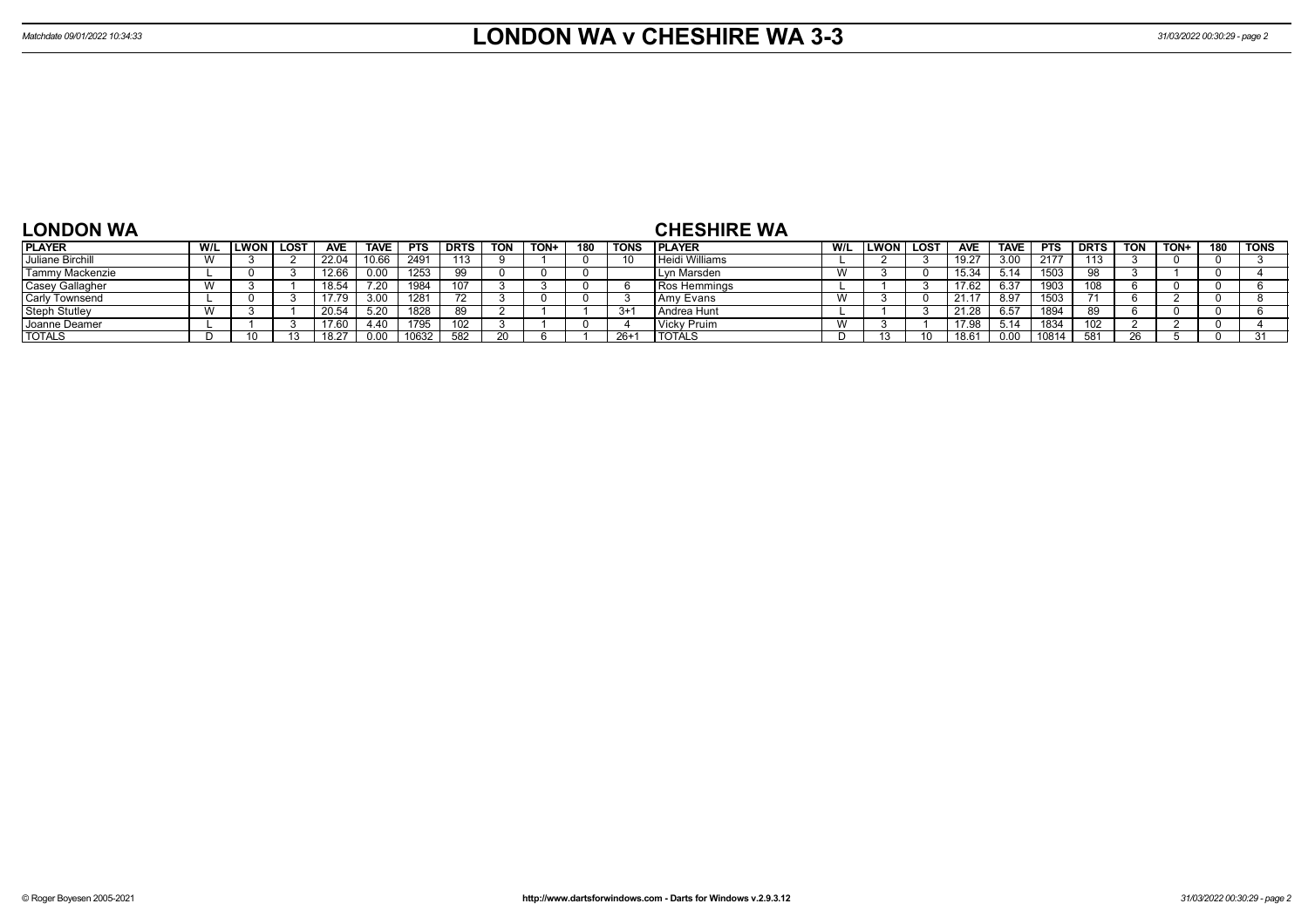# LONDON WA v CHESHIRE WA 3-3

Matchdate 09/01/2022 10:34:33

## LONDON WA

| PLAYER | W/L | LWON | LOST | AVE | TAVE | PTS | DRTS | TON | TON+ | 180 | TONS |
|---|---|---|---|---|---|---|---|---|---|---|---|
| Juliane Birchill | W | 3 | 2 | 22.04 | 10.66 | 2491 | 113 | 9 | 1 | 0 | 10 |
| Tammy Mackenzie | L | 0 | 3 | 12.66 | 0.00 | 1253 | 99 | 0 | 0 | 0 | |
| Casey Gallagher | W | 3 | 1 | 18.54 | 7.20 | 1984 | 107 | 3 | 3 | 0 | 6 |
| Carly Townsend | L | 0 | 3 | 17.79 | 3.00 | 1281 | 72 | 3 | 0 | 0 | 3 |
| Steph Stutley | W | 3 | 1 | 20.54 | 5.20 | 1828 | 89 | 2 | 1 | 1 | 3+1 |
| Joanne Deamer | L | 1 | 3 | 17.60 | 4.40 | 1795 | 102 | 3 | 1 | 0 | 4 |
| TOTALS | D | 10 | 13 | 18.27 | 0.00 | 10632 | 582 | 20 | 6 | 1 | 26+1 |

## CHESHIRE WA

| PLAYER | W/L | LWON | LOST | AVE | TAVE | PTS | DRTS | TON | TON+ | 180 | TONS |
|---|---|---|---|---|---|---|---|---|---|---|---|
| Heidi Williams | L | 2 | 3 | 19.27 | 3.00 | 2177 | 113 | 3 | 0 | 0 | 3 |
| Lyn Marsden | W | 3 | 0 | 15.34 | 5.14 | 1503 | 98 | 3 | 1 | 0 | 4 |
| Ros Hemmings | L | 1 | 3 | 17.62 | 6.37 | 1903 | 108 | 6 | 0 | 0 | 6 |
| Amy Evans | W | 3 | 0 | 21.17 | 8.97 | 1503 | 71 | 6 | 2 | 0 | 8 |
| Andrea Hunt | L | 1 | 3 | 21.28 | 6.57 | 1894 | 89 | 6 | 0 | 0 | 6 |
| Vicky Pruim | W | 3 | 1 | 17.98 | 5.14 | 1834 | 102 | 2 | 2 | 0 | 4 |
| TOTALS | D | 13 | 10 | 18.61 | 0.00 | 10814 | 581 | 26 | 5 | 0 | 31 |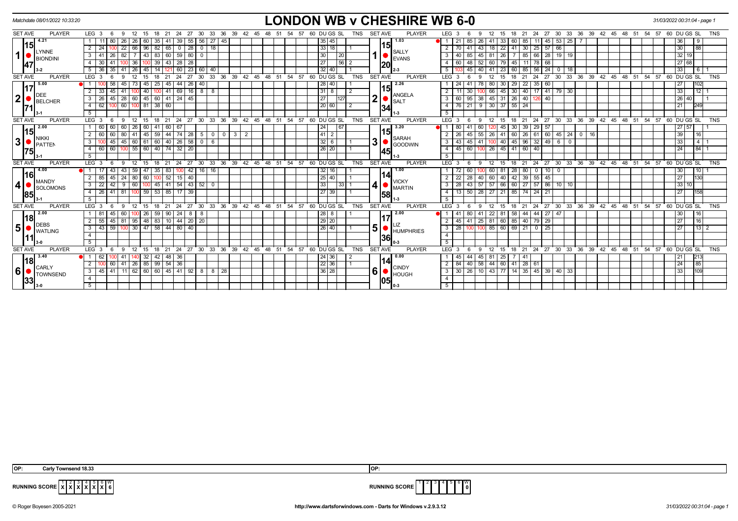Matchdate 08/01/2022 10:33:20

# LONDON WB v CHESHIRE WB 6-0

31/03/2022 00:31:04 - page 1

| SET AVE | PLAYER | LEG | 3 | 6 | 9 | 12 | 15 | 18 | 21 | 24 | 27 | 30 | 33 | 36 | DU | GS | SL | TNS | SET AVE | PLAYER | LEG | 3 | 6 | 9 | 12 | 15 | 18 | 21 | 24 | 27 | 30 | 33 | 36 | DU | GS | SL | TNS |
|---|---|---|---|---|---|---|---|---|---|---|---|---|---|---|---|---|---|---|---|---|---|---|---|---|---|---|---|---|---|---|---|---|---|---|---|---|---|
| 15.47 (4.21) | 1 LYNNE BIONDINI 3-2 | 1 | 11 | 80 | 26 | 26 | 60 | 35 | 41 | 39 | 55 | 56 | 27 | 45 | 35 | 45 | | | 15.20 (1.03) | 1 SALLY EVANS 2-3 | 1 | 21 | 85 | 26 | 41 | 33 | 60 | 85 | 11 | 45 | 53 | 25 | 7 | | 36 | | 9 | |
| | | 2 | 24 | 100 | 22 | 66 | 96 | 82 | 65 | 0 | 28 | 0 | 18 | | | 33 | 18 | 1 | | | 2 | 70 | 41 | 43 | 18 | 22 | 41 | 30 | 25 | 57 | 66 | | | | 30 | | 88 | |
| | | 3 | 41 | 26 | 82 | 7 | 43 | 83 | 60 | 59 | 80 | 0 | | | | 30 | | 20 | | | 3 | 40 | 85 | 45 | 81 | 26 | 7 | 85 | 66 | 28 | 19 | 19 | | | 32 | 19 | | |
| | | 4 | 30 | 41 | 100 | 36 | 100 | 39 | 43 | 28 | 28 | | | | | 27 | | 56 | 2 | | 4 | 60 | 48 | 52 | 60 | 79 | 45 | 11 | 78 | 68 | | | | | 27 | 68 | | |
| | | 5 | 36 | 35 | 41 | 26 | 45 | 14 | 121 | 60 | 23 | 60 | 40 | | | 32 | 40 | | 1 | | 5 | 103 | 45 | 40 | 41 | 23 | 60 | 85 | 56 | 24 | 0 | 18 | | | 33 | | 6 | 1 |
| 17.71 (5.00) | 2 DEE BELCHER 3-1 | 1 | 100 | 58 | 45 | 73 | 45 | 25 | 45 | 44 | 26 | 40 | | | | 28 | 40 | | 1 | 15.34 (2.26) | 2 ANGELA SALT 1-3 | 1 | 24 | 41 | 78 | 80 | 30 | 29 | 22 | 35 | 60 | | | | | 27 | | 102 | |
| | | 2 | 33 | 45 | 41 | 100 | 40 | 100 | 41 | 69 | 16 | 8 | 8 | | | 31 | 8 | | 2 | | 2 | 11 | 30 | 100 | 66 | 45 | 30 | 40 | 17 | 41 | 79 | 30 | | | 33 | | 12 | 1 |
| | | 3 | 26 | 45 | 28 | 60 | 45 | 60 | 41 | 24 | 45 | | | | | 27 | | 127 | | | 3 | 60 | 95 | 38 | 45 | 31 | 26 | 40 | 126 | 40 | | | | | 26 | 40 | | 1 |
| | | 4 | 62 | 100 | 60 | 100 | 81 | 38 | 60 | | | | | | | 20 | 60 | | 2 | | 4 | 76 | 21 | 9 | 30 | 37 | 55 | 24 | | | | | | | 21 | | 249 | |
| 15.75 (2.00) | 3 NIKKI PATTEN 3-1 | 1 | 60 | 60 | 60 | 26 | 60 | 41 | 60 | 67 | | | | | | 24 | | 67 | | 15.45 (3.20) | 3 SARAH GOODWIN 1-3 | 1 | 80 | 41 | 60 | 120 | 45 | 30 | 39 | 29 | 57 | | | | | 27 | 57 | | 1 |
| | | 2 | 60 | 60 | 80 | 41 | 45 | 59 | 44 | 74 | 28 | 5 | 0 | 0 | 3, 2 | 41 | 2 | | | | 2 | 26 | 45 | 55 | 26 | 41 | 60 | 26 | 61 | 60 | 45 | 24 | 0 | 16 | 39 | | 16 | |
| | | 3 | 100 | 45 | 45 | 60 | 61 | 60 | 40 | 26 | 58 | 0 | 6 | | | 32 | 6 | | 1 | | 3 | 43 | 45 | 41 | 100 | 40 | 45 | 96 | 32 | 49 | 6 | 0 | | | 33 | | 4 | 1 |
| | | 4 | 60 | 60 | 100 | 55 | 60 | 40 | 74 | 32 | 20 | | | | | 26 | 20 | | 1 | | 4 | 45 | 60 | 100 | 26 | 45 | 41 | 60 | 40 | | | | | | 24 | | 84 | 1 |
| 16.85 (4.00) | 4 MANDY SOLOMONS 3-1 | 1 | 17 | 43 | 43 | 59 | 47 | 35 | 83 | 100 | 42 | 16 | 16 | | | 32 | 16 | | 1 | 14.58 (1.00) | 4 VICKY MARTIN 1-3 | 1 | 72 | 60 | 100 | 60 | 81 | 28 | 80 | 0 | 10 | 0 | | | | 30 | | 10 | 1 |
| | | 2 | 85 | 45 | 24 | 80 | 60 | 100 | 52 | 15 | 40 | | | | | 25 | 40 | | 1 | | 2 | 22 | 28 | 40 | 60 | 40 | 42 | 39 | 55 | 45 | | | | | 27 | | 130 | |
| | | 3 | 22 | 42 | 9 | 60 | 100 | 45 | 41 | 54 | 43 | 52 | 0 | | | 33 | | 33 | 1 | | 3 | 28 | 43 | 57 | 57 | 66 | 60 | 27 | 57 | 86 | 10 | 10 | | | 33 | 10 | | |
| | | 4 | 26 | 41 | 81 | 100 | 59 | 53 | 85 | 17 | 39 | | | | | 27 | 39 | | 1 | | 4 | 13 | 50 | 28 | 27 | 21 | 85 | 74 | 24 | 21 | | | | | 27 | | 158 | |
| 18.11 (2.00) | 5 DEBS WATLING 3-0 | 1 | 81 | 45 | 60 | 100 | 26 | 59 | 90 | 24 | 8 | 8 | | | | 28 | 8 | | 1 | 17.36 (2.00) | 5 LIZ HUMPHRIES 0-3 | 1 | 41 | 80 | 41 | 22 | 81 | 58 | 44 | 44 | 27 | 47 | | | | 30 | | 16 | |
| | | 2 | 55 | 45 | 81 | 95 | 48 | 83 | 10 | 44 | 20 | 20 | | | | 29 | 20 | | | | 2 | 45 | 41 | 25 | 81 | 60 | 85 | 40 | 79 | 29 | | | | | 27 | | 16 | |
| | | 3 | 43 | 59 | 100 | 30 | 47 | 58 | 44 | 80 | 40 | | | | | 26 | 40 | | 1 | | 3 | 28 | 100 | 100 | 85 | 60 | 69 | 21 | 0 | 25 | | | | | 27 | | 13 | 2 |
| 18.33 (3.40) | 6 CARLY TOWNSEND 3-0 | 1 | 62 | 100 | 41 | 140 | 32 | 42 | 48 | 36 | | | | | | 24 | 36 | | 2 | 14.05 (0.00) | 6 CINDY HOUGH 0-3 | 1 | 45 | 44 | 45 | 81 | 25 | 7 | 41 | | | | | | | 21 | | 213 | |
| | | 2 | 100 | 60 | 41 | 26 | 85 | 99 | 54 | 36 | | | | | | 22 | 36 | | 1 | | 2 | 84 | 40 | 58 | 44 | 60 | 41 | 28 | 61 | | | | | | 24 | | 85 | |
| | | 3 | 45 | 41 | 11 | 62 | 60 | 60 | 45 | 41 | 92 | 8 | 8 | 28 | | 36 | 28 | | | | 3 | 30 | 26 | 10 | 43 | 77 | 14 | 35 | 45 | 39 | 40 | 33 | | | 33 | | 109 | |

OP: Carly Townsend 18.33

OP:

RUNNING SCORE: 1 X, 2 X, 3 X, 4 X, 5 X, 6 X, W 6

RUNNING SCORE: W 0

© Roger Boyesen 2005-2021 http://www.dartsforwindows.com - Darts for Windows v.2.9.3.12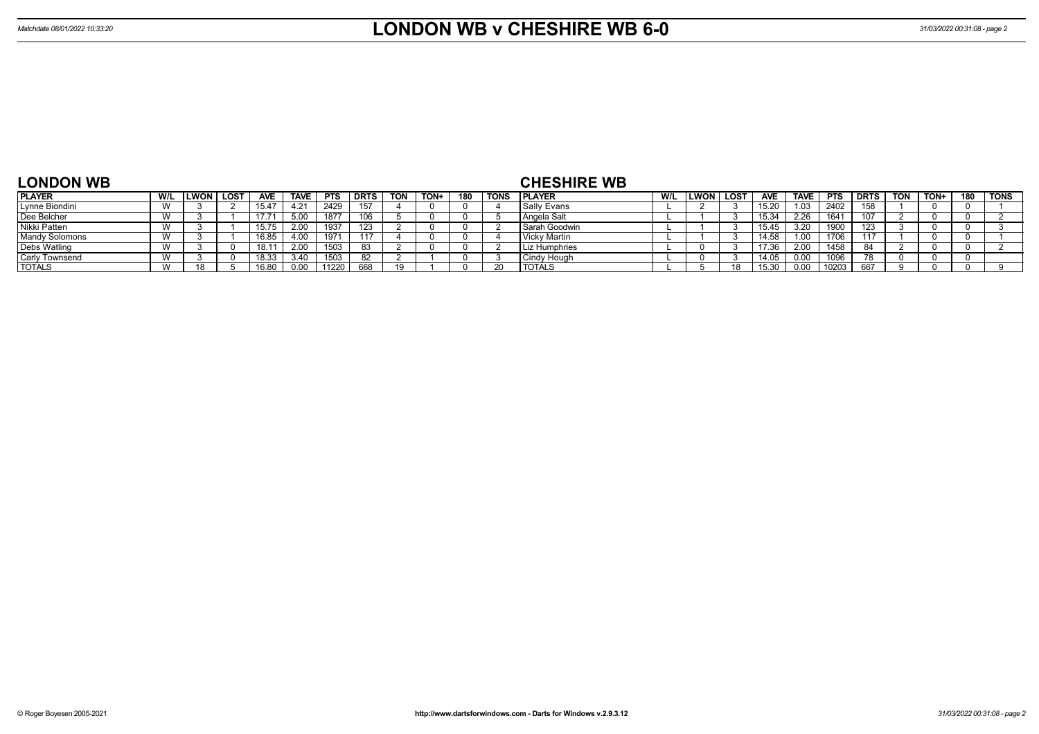# LONDON WB v CHESHIRE WB 6-0

Matchdate 08/01/2022 10:33:20

## LONDON WB

| PLAYER | W/L | LWON | LOST | AVE | TAVE | PTS | DRTS | TON | TON+ | 180 | TONS |
|---|---|---|---|---|---|---|---|---|---|---|---|
| Lynne Biondini | W | 3 | 2 | 15.47 | 4.21 | 2429 | 157 | 4 | 0 | 0 | 4 |
| Dee Belcher | W | 3 | 1 | 17.71 | 5.00 | 1877 | 106 | 5 | 0 | 0 | 5 |
| Nikki Patten | W | 3 | 1 | 15.75 | 2.00 | 1937 | 123 | 2 | 0 | 0 | 2 |
| Mandy Solomons | W | 3 | 1 | 16.85 | 4.00 | 1971 | 117 | 4 | 0 | 0 | 4 |
| Debs Watling | W | 3 | 0 | 18.11 | 2.00 | 1503 | 83 | 2 | 0 | 0 | 2 |
| Carly Townsend | W | 3 | 0 | 18.33 | 3.40 | 1503 | 82 | 2 | 1 | 0 | 3 |
| TOTALS | W | 18 | 5 | 16.80 | 0.00 | 11220 | 668 | 19 | 1 | 0 | 20 |

## CHESHIRE WB

| PLAYER | W/L | LWON | LOST | AVE | TAVE | PTS | DRTS | TON | TON+ | 180 | TONS |
|---|---|---|---|---|---|---|---|---|---|---|---|
| Sally Evans | L | 2 | 3 | 15.20 | 1.03 | 2402 | 158 | 1 | 0 | 0 | 1 |
| Angela Salt | L | 1 | 3 | 15.34 | 2.26 | 1641 | 107 | 2 | 0 | 0 | 2 |
| Sarah Goodwin | L | 1 | 3 | 15.45 | 3.20 | 1900 | 123 | 3 | 0 | 0 | 3 |
| Vicky Martin | L | 1 | 3 | 14.58 | 1.00 | 1706 | 117 | 1 | 0 | 0 | 1 |
| Liz Humphries | L | 0 | 3 | 17.36 | 2.00 | 1458 | 84 | 2 | 0 | 0 | 2 |
| Cindy Hough | L | 0 | 3 | 14.05 | 0.00 | 1096 | 78 | 0 | 0 | 0 | |
| TOTALS | L | 5 | 18 | 15.30 | 0.00 | 10203 | 667 | 9 | 0 | 0 | 9 |